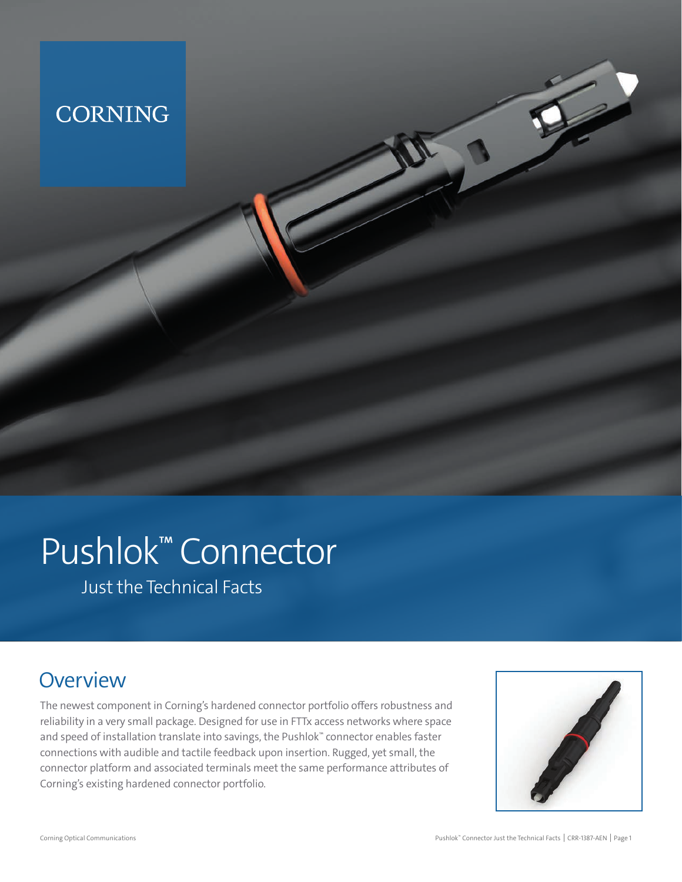CORNING

# Pushlok™ Connector

Just the Technical Facts

## Overview

The newest component in Corning's hardened connector portfolio offers robustness and reliability in a very small package. Designed for use in FTTx access networks where space and speed of installation translate into savings, the Pushlok™ connector enables faster connections with audible and tactile feedback upon insertion. Rugged, yet small, the connector platform and associated terminals meet the same performance attributes of Corning's existing hardened connector portfolio.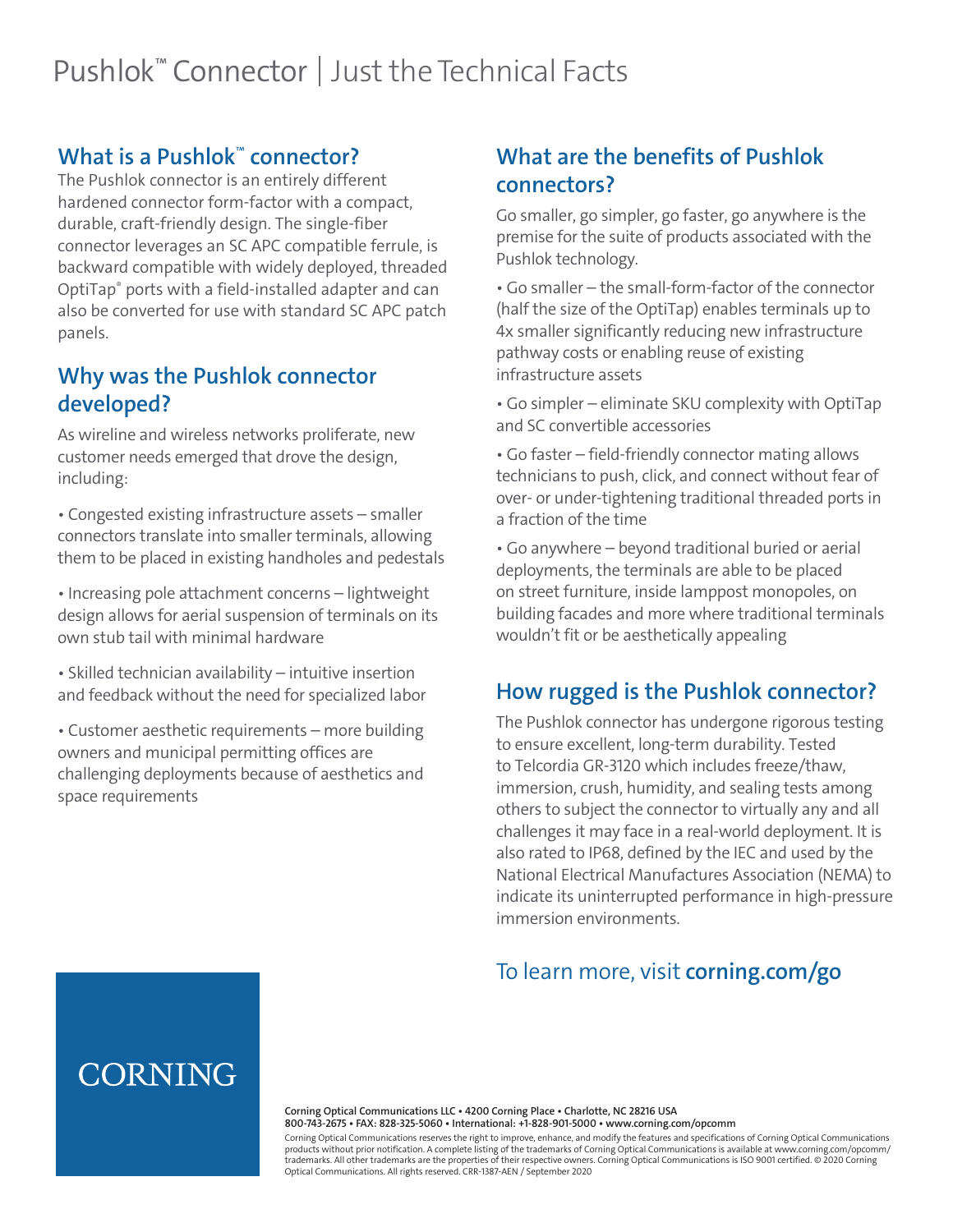# Pushlok™ Connector | Just the Technical Facts

## What is a Pushlok™ connector?

The Pushlok connector is an entirely different hardened connector form-factor with a compact, durable, craft-friendly design. The single-fiber connector leverages an SC APC compatible ferrule, is backward compatible with widely deployed, threaded OptiTap® ports with a field-installed adapter and can also be converted for use with standard SC APC patch panels.

## Why was the Pushlok connector developed?

As wireline and wireless networks proliferate, new customer needs emerged that drove the design, including:

- Congested existing infrastructure assets – smaller connectors translate into smaller terminals, allowing them to be placed in existing handholes and pedestals
- Increasing pole attachment concerns – lightweight design allows for aerial suspension of terminals on its own stub tail with minimal hardware
- Skilled technician availability – intuitive insertion and feedback without the need for specialized labor
- Customer aesthetic requirements – more building owners and municipal permitting offices are challenging deployments because of aesthetics and space requirements

## What are the benefits of Pushlok connectors?

Go smaller, go simpler, go faster, go anywhere is the premise for the suite of products associated with the Pushlok technology.

- Go smaller – the small-form-factor of the connector (half the size of the OptiTap) enables terminals up to 4x smaller significantly reducing new infrastructure pathway costs or enabling reuse of existing infrastructure assets
- Go simpler – eliminate SKU complexity with OptiTap and SC convertible accessories
- Go faster – field-friendly connector mating allows technicians to push, click, and connect without fear of over- or under-tightening traditional threaded ports in a fraction of the time
- Go anywhere – beyond traditional buried or aerial deployments, the terminals are able to be placed on street furniture, inside lamppost monopoles, on building facades and more where traditional terminals wouldn't fit or be aesthetically appealing

## How rugged is the Pushlok connector?

The Pushlok connector has undergone rigorous testing to ensure excellent, long-term durability. Tested to Telcordia GR-3120 which includes freeze/thaw, immersion, crush, humidity, and sealing tests among others to subject the connector to virtually any and all challenges it may face in a real-world deployment. It is also rated to IP68, defined by the IEC and used by the National Electrical Manufactures Association (NEMA) to indicate its uninterrupted performance in high-pressure immersion environments.

To learn more, visit **corning.com/go**

CORNING

**Corning Optical Communications LLC • 4200 Corning Place • Charlotte, NC 28216 USA**
**800-743-2675 • FAX: 828-325-5060 • International: +1-828-901-5000 • www.corning.com/opcomm**

Corning Optical Communications reserves the right to improve, enhance, and modify the features and specifications of Corning Optical Communications products without prior notification. A complete listing of the trademarks of Corning Optical Communications is available at www.corning.com/opcomm/trademarks. All other trademarks are the properties of their respective owners. Corning Optical Communications is ISO 9001 certified. © 2020 Corning Optical Communications. All rights reserved. CRR-1387-AEN / September 2020